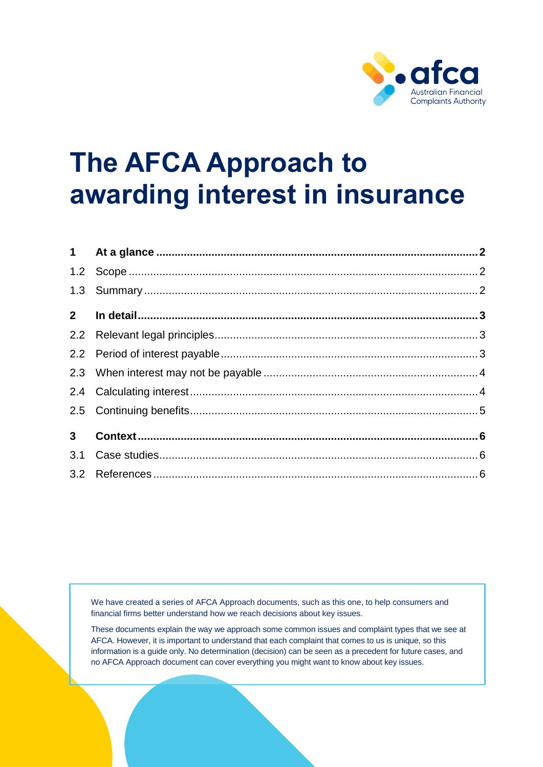# The AFCA Approach to awarding interest in insurance

| | | |
|---|---|---|
| **1** | **At a glance** | **2** |
| 1.2 | Scope | 2 |
| 1.3 | Summary | 2 |
| **2** | **In detail** | **3** |
| 2.2 | Relevant legal principles | 3 |
| 2.2 | Period of interest payable | 3 |
| 2.3 | When interest may not be payable | 4 |
| 2.4 | Calculating interest | 4 |
| 2.5 | Continuing benefits | 5 |
| **3** | **Context** | **6** |
| 3.1 | Case studies | 6 |
| 3.2 | References | 6 |

We have created a series of AFCA Approach documents, such as this one, to help consumers and financial firms better understand how we reach decisions about key issues.

These documents explain the way we approach some common issues and complaint types that we see at AFCA. However, it is important to understand that each complaint that comes to us is unique, so this information is a guide only. No determination (decision) can be seen as a precedent for future cases, and no AFCA Approach document can cover everything you might want to know about key issues.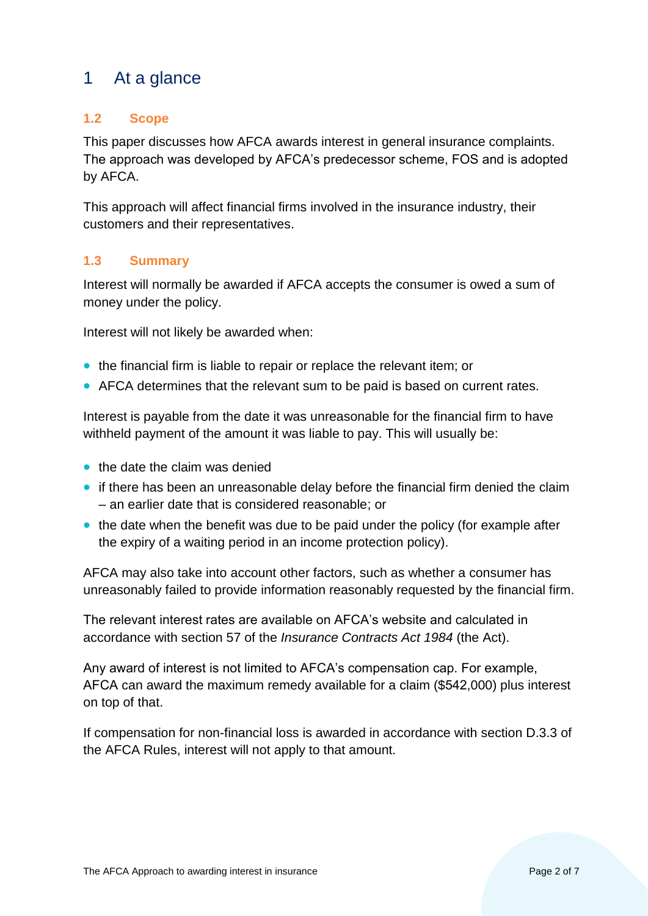# 1 At a glance

## 1.2 Scope

This paper discusses how AFCA awards interest in general insurance complaints. The approach was developed by AFCA's predecessor scheme, FOS and is adopted by AFCA.

This approach will affect financial firms involved in the insurance industry, their customers and their representatives.

## 1.3 Summary

Interest will normally be awarded if AFCA accepts the consumer is owed a sum of money under the policy.

Interest will not likely be awarded when:

- the financial firm is liable to repair or replace the relevant item; or
- AFCA determines that the relevant sum to be paid is based on current rates.

Interest is payable from the date it was unreasonable for the financial firm to have withheld payment of the amount it was liable to pay. This will usually be:

- the date the claim was denied
- if there has been an unreasonable delay before the financial firm denied the claim – an earlier date that is considered reasonable; or
- the date when the benefit was due to be paid under the policy (for example after the expiry of a waiting period in an income protection policy).

AFCA may also take into account other factors, such as whether a consumer has unreasonably failed to provide information reasonably requested by the financial firm.

The relevant interest rates are available on AFCA's website and calculated in accordance with section 57 of the *Insurance Contracts Act 1984* (the Act).

Any award of interest is not limited to AFCA's compensation cap. For example, AFCA can award the maximum remedy available for a claim ($542,000) plus interest on top of that.

If compensation for non-financial loss is awarded in accordance with section D.3.3 of the AFCA Rules, interest will not apply to that amount.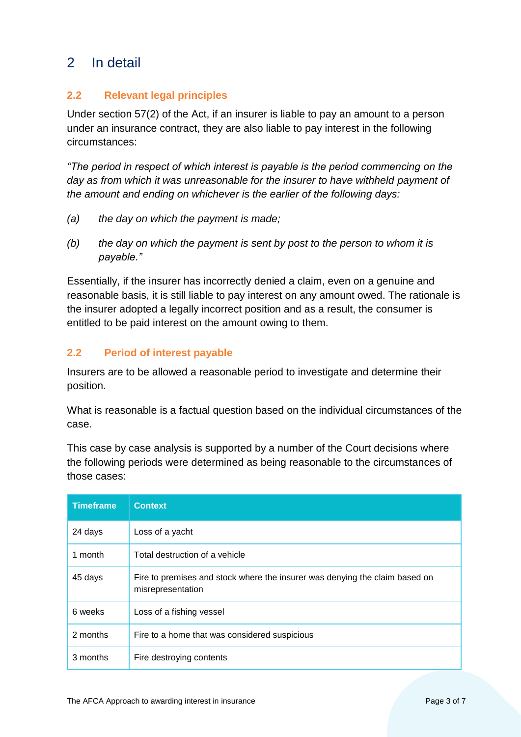# 2 In detail

## 2.2 Relevant legal principles

Under section 57(2) of the Act, if an insurer is liable to pay an amount to a person under an insurance contract, they are also liable to pay interest in the following circumstances:

*"The period in respect of which interest is payable is the period commencing on the day as from which it was unreasonable for the insurer to have withheld payment of the amount and ending on whichever is the earlier of the following days:*

*(a) the day on which the payment is made;*

*(b) the day on which the payment is sent by post to the person to whom it is payable."*

Essentially, if the insurer has incorrectly denied a claim, even on a genuine and reasonable basis, it is still liable to pay interest on any amount owed. The rationale is the insurer adopted a legally incorrect position and as a result, the consumer is entitled to be paid interest on the amount owing to them.

## 2.2 Period of interest payable

Insurers are to be allowed a reasonable period to investigate and determine their position.

What is reasonable is a factual question based on the individual circumstances of the case.

This case by case analysis is supported by a number of the Court decisions where the following periods were determined as being reasonable to the circumstances of those cases:

| Timeframe | Context |
|---|---|
| 24 days | Loss of a yacht |
| 1 month | Total destruction of a vehicle |
| 45 days | Fire to premises and stock where the insurer was denying the claim based on misrepresentation |
| 6 weeks | Loss of a fishing vessel |
| 2 months | Fire to a home that was considered suspicious |
| 3 months | Fire destroying contents |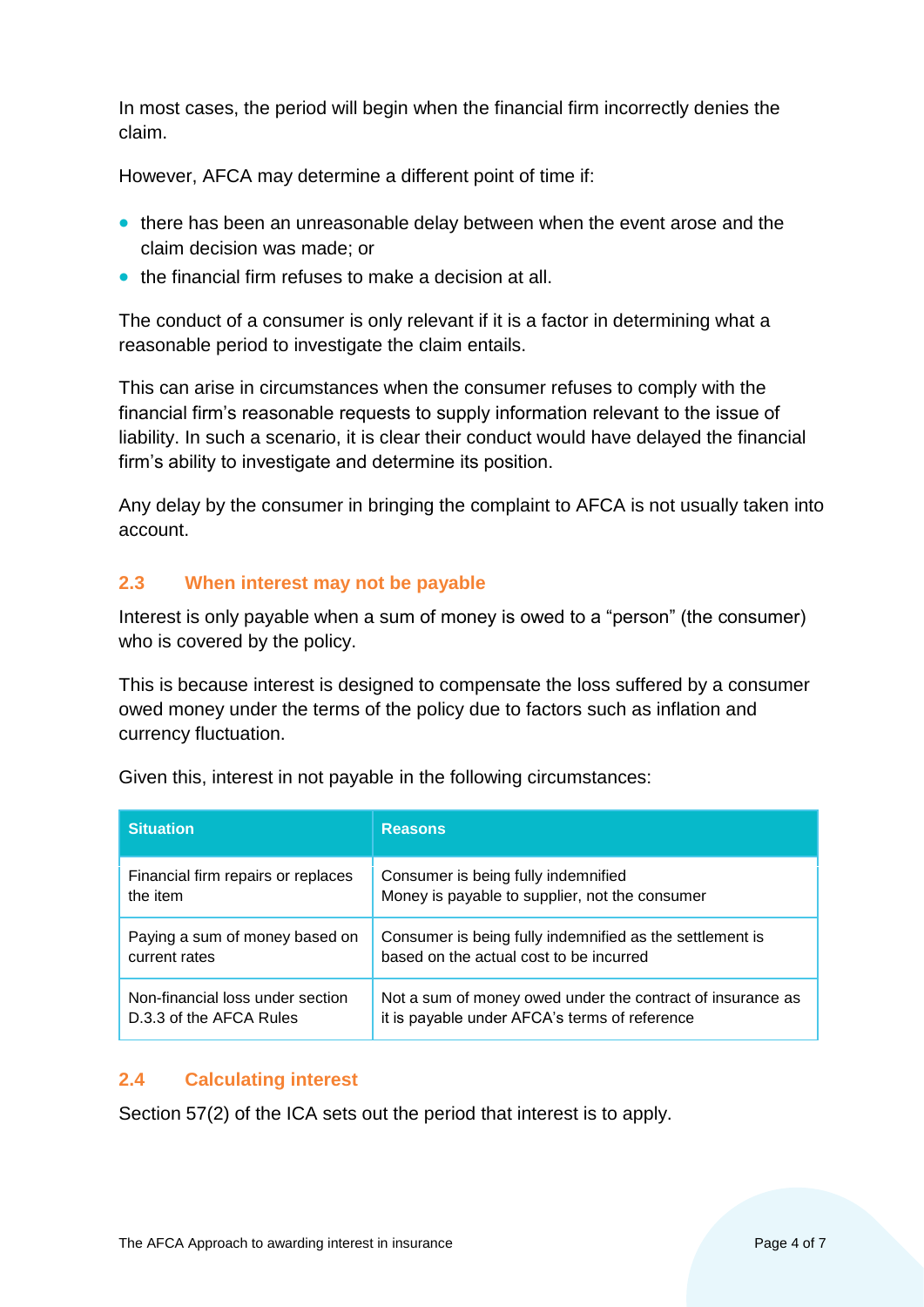In most cases, the period will begin when the financial firm incorrectly denies the claim.

However, AFCA may determine a different point of time if:

- there has been an unreasonable delay between when the event arose and the claim decision was made; or
- the financial firm refuses to make a decision at all.

The conduct of a consumer is only relevant if it is a factor in determining what a reasonable period to investigate the claim entails.

This can arise in circumstances when the consumer refuses to comply with the financial firm's reasonable requests to supply information relevant to the issue of liability. In such a scenario, it is clear their conduct would have delayed the financial firm's ability to investigate and determine its position.

Any delay by the consumer in bringing the complaint to AFCA is not usually taken into account.

### 2.3 When interest may not be payable

Interest is only payable when a sum of money is owed to a "person" (the consumer) who is covered by the policy.

This is because interest is designed to compensate the loss suffered by a consumer owed money under the terms of the policy due to factors such as inflation and currency fluctuation.

Given this, interest in not payable in the following circumstances:

| Situation | Reasons |
|---|---|
| Financial firm repairs or replaces the item | Consumer is being fully indemnified<br>Money is payable to supplier, not the consumer |
| Paying a sum of money based on current rates | Consumer is being fully indemnified as the settlement is based on the actual cost to be incurred |
| Non-financial loss under section D.3.3 of the AFCA Rules | Not a sum of money owed under the contract of insurance as it is payable under AFCA's terms of reference |

### 2.4 Calculating interest

Section 57(2) of the ICA sets out the period that interest is to apply.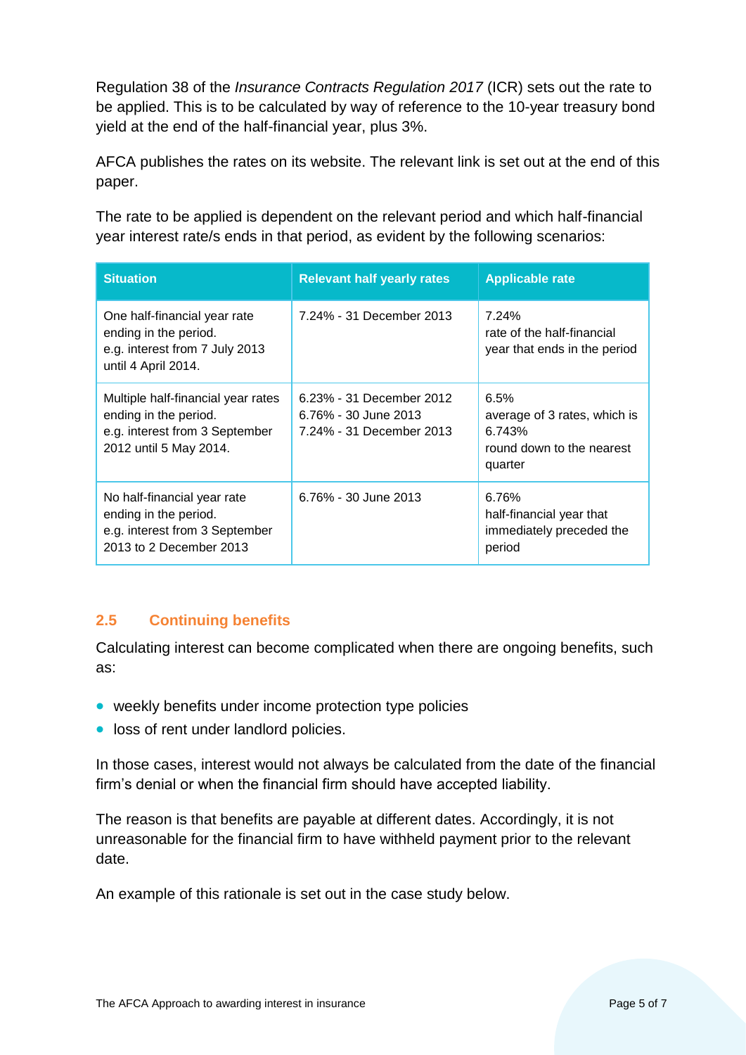Regulation 38 of the *Insurance Contracts Regulation 2017* (ICR) sets out the rate to be applied. This is to be calculated by way of reference to the 10-year treasury bond yield at the end of the half-financial year, plus 3%.

AFCA publishes the rates on its website. The relevant link is set out at the end of this paper.

The rate to be applied is dependent on the relevant period and which half-financial year interest rate/s ends in that period, as evident by the following scenarios:

| Situation | Relevant half yearly rates | Applicable rate |
|---|---|---|
| One half-financial year rate ending in the period.<br>e.g. interest from 7 July 2013 until 4 April 2014. | 7.24% - 31 December 2013 | 7.24%<br>rate of the half-financial year that ends in the period |
| Multiple half-financial year rates ending in the period.<br>e.g. interest from 3 September 2012 until 5 May 2014. | 6.23% - 31 December 2012<br>6.76% - 30 June 2013<br>7.24% - 31 December 2013 | 6.5%<br>average of 3 rates, which is 6.743%<br>round down to the nearest quarter |
| No half-financial year rate ending in the period.<br>e.g. interest from 3 September 2013 to 2 December 2013 | 6.76% - 30 June 2013 | 6.76%<br>half-financial year that immediately preceded the period |

## 2.5 Continuing benefits

Calculating interest can become complicated when there are ongoing benefits, such as:

- weekly benefits under income protection type policies
- loss of rent under landlord policies.

In those cases, interest would not always be calculated from the date of the financial firm's denial or when the financial firm should have accepted liability.

The reason is that benefits are payable at different dates. Accordingly, it is not unreasonable for the financial firm to have withheld payment prior to the relevant date.

An example of this rationale is set out in the case study below.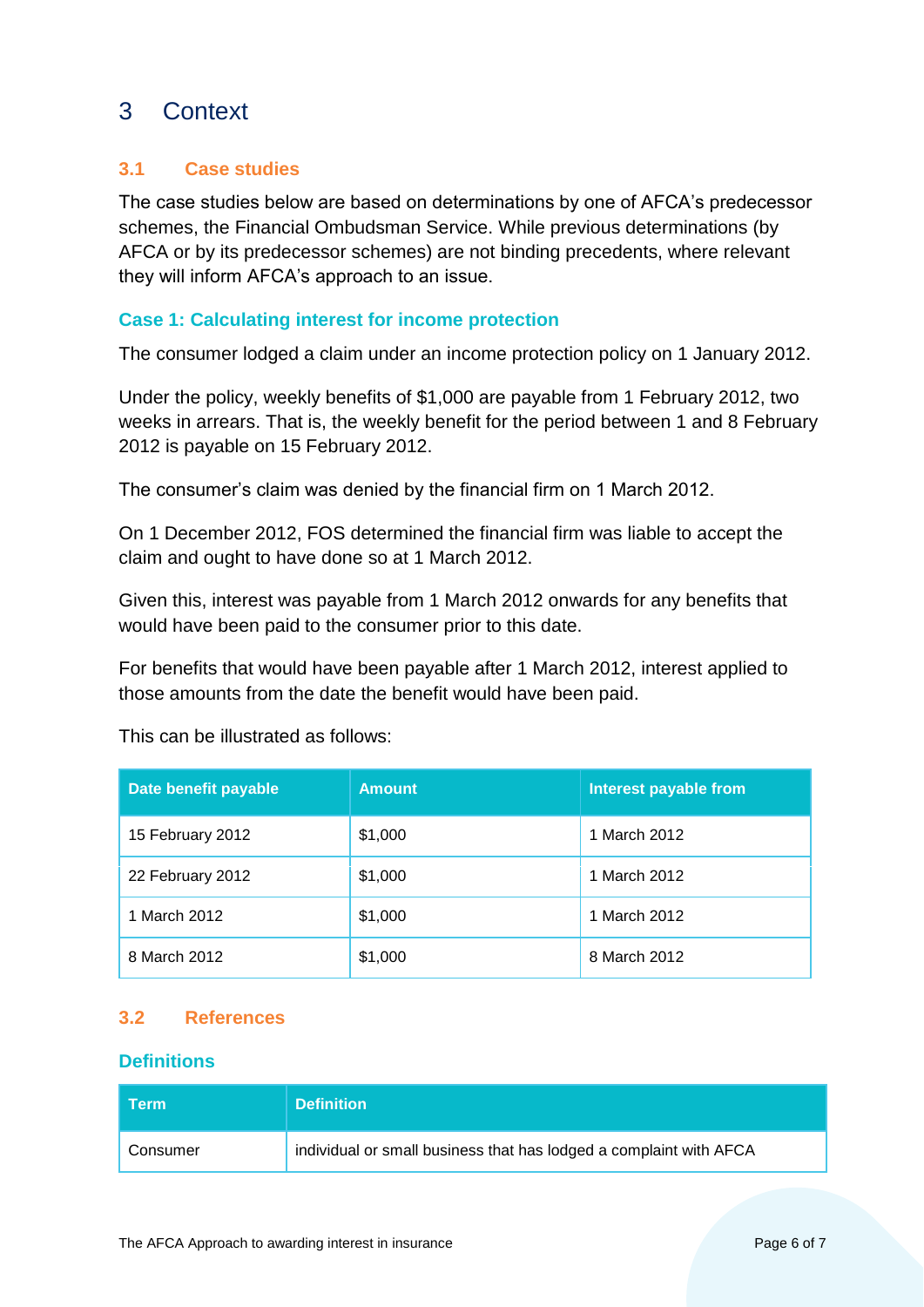# 3 Context

## 3.1 Case studies

The case studies below are based on determinations by one of AFCA's predecessor schemes, the Financial Ombudsman Service. While previous determinations (by AFCA or by its predecessor schemes) are not binding precedents, where relevant they will inform AFCA's approach to an issue.

### Case 1: Calculating interest for income protection

The consumer lodged a claim under an income protection policy on 1 January 2012.

Under the policy, weekly benefits of $1,000 are payable from 1 February 2012, two weeks in arrears. That is, the weekly benefit for the period between 1 and 8 February 2012 is payable on 15 February 2012.

The consumer's claim was denied by the financial firm on 1 March 2012.

On 1 December 2012, FOS determined the financial firm was liable to accept the claim and ought to have done so at 1 March 2012.

Given this, interest was payable from 1 March 2012 onwards for any benefits that would have been paid to the consumer prior to this date.

For benefits that would have been payable after 1 March 2012, interest applied to those amounts from the date the benefit would have been paid.

This can be illustrated as follows:

| Date benefit payable | Amount | Interest payable from |
|---|---|---|
| 15 February 2012 | $1,000 | 1 March 2012 |
| 22 February 2012 | $1,000 | 1 March 2012 |
| 1 March 2012 | $1,000 | 1 March 2012 |
| 8 March 2012 | $1,000 | 8 March 2012 |

## 3.2 References

### Definitions

| Term | Definition |
|---|---|
| Consumer | individual or small business that has lodged a complaint with AFCA |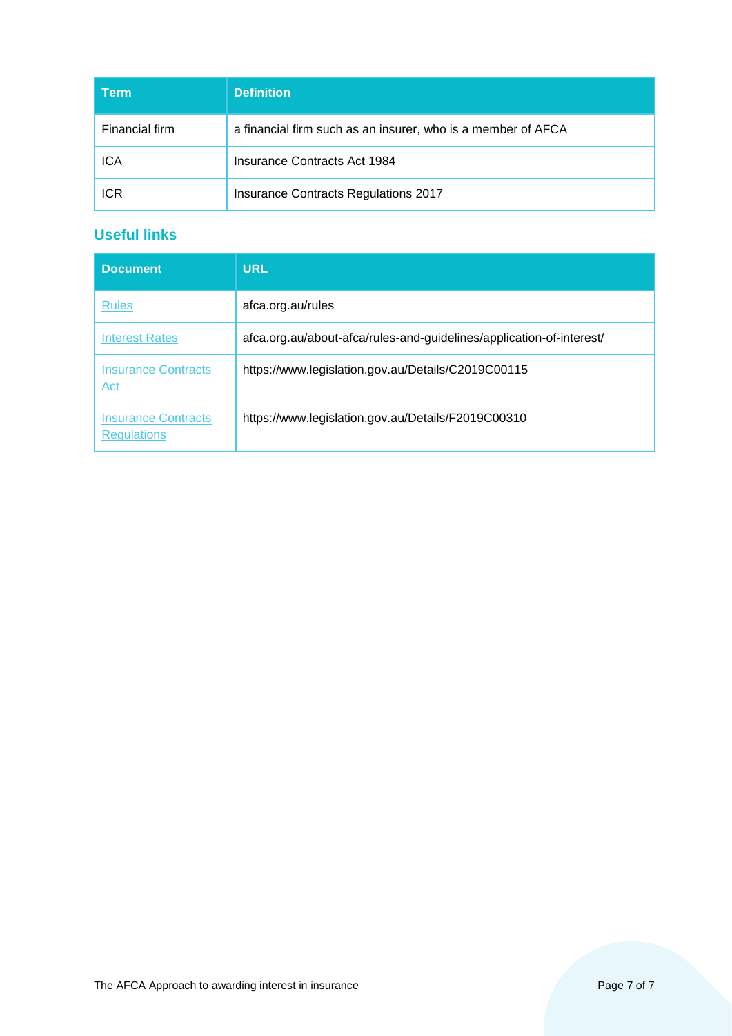| Term | Definition |
|---|---|
| Financial firm | a financial firm such as an insurer, who is a member of AFCA |
| ICA | Insurance Contracts Act 1984 |
| ICR | Insurance Contracts Regulations 2017 |

## Useful links

| Document | URL |
|---|---|
| Rules | afca.org.au/rules |
| Interest Rates | afca.org.au/about-afca/rules-and-guidelines/application-of-interest/ |
| Insurance Contracts Act | https://www.legislation.gov.au/Details/C2019C00115 |
| Insurance Contracts Regulations | https://www.legislation.gov.au/Details/F2019C00310 |